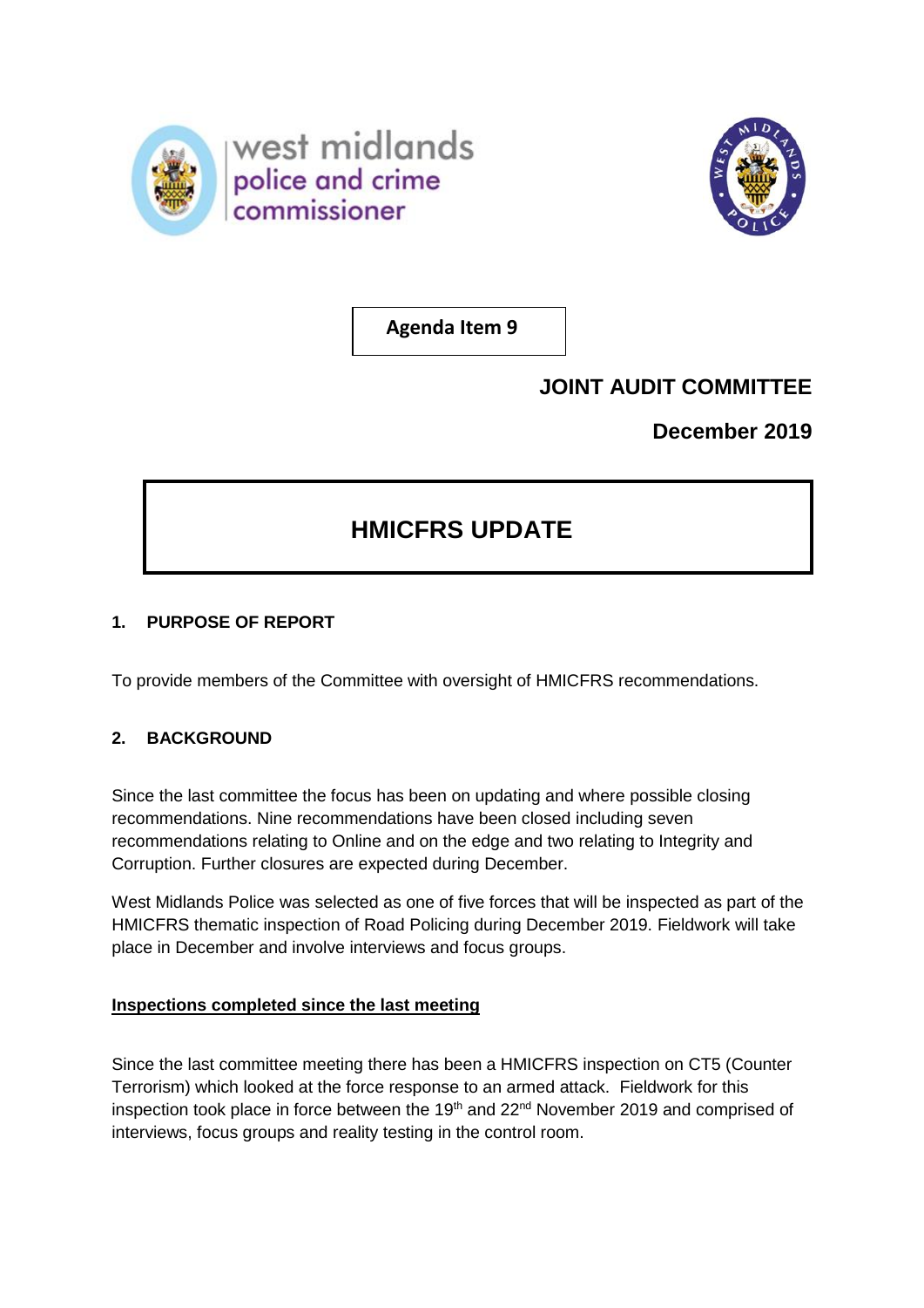west midlands
police and crime
commissioner

**Agenda Item 9**

**JOINT AUDIT COMMITTEE**

**December 2019**

# HMICFRS UPDATE

## 1. PURPOSE OF REPORT

To provide members of the Committee with oversight of HMICFRS recommendations.

## 2. BACKGROUND

Since the last committee the focus has been on updating and where possible closing recommendations. Nine recommendations have been closed including seven recommendations relating to Online and on the edge and two relating to Integrity and Corruption. Further closures are expected during December.

West Midlands Police was selected as one of five forces that will be inspected as part of the HMICFRS thematic inspection of Road Policing during December 2019. Fieldwork will take place in December and involve interviews and focus groups.

**Inspections completed since the last meeting**

Since the last committee meeting there has been a HMICFRS inspection on CT5 (Counter Terrorism) which looked at the force response to an armed attack. Fieldwork for this inspection took place in force between the 19th and 22nd November 2019 and comprised of interviews, focus groups and reality testing in the control room.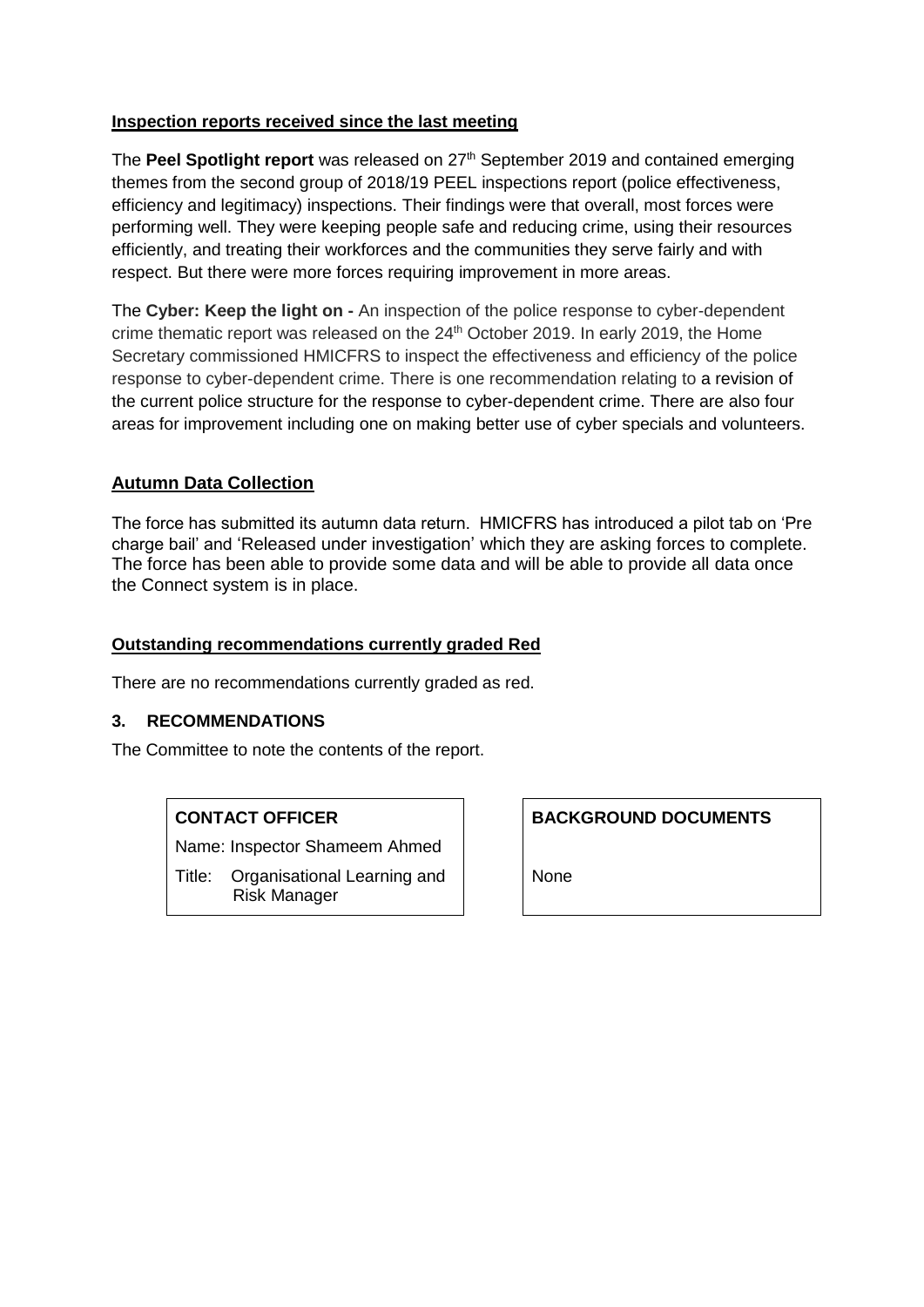**Inspection reports received since the last meeting**

The **Peel Spotlight report** was released on 27th September 2019 and contained emerging themes from the second group of 2018/19 PEEL inspections report (police effectiveness, efficiency and legitimacy) inspections. Their findings were that overall, most forces were performing well. They were keeping people safe and reducing crime, using their resources efficiently, and treating their workforces and the communities they serve fairly and with respect. But there were more forces requiring improvement in more areas.

The **Cyber: Keep the light on -** An inspection of the police response to cyber-dependent crime thematic report was released on the 24th October 2019. In early 2019, the Home Secretary commissioned HMICFRS to inspect the effectiveness and efficiency of the police response to cyber-dependent crime. There is one recommendation relating to a revision of the current police structure for the response to cyber-dependent crime. There are also four areas for improvement including one on making better use of cyber specials and volunteers.

**Autumn Data Collection**

The force has submitted its autumn data return. HMICFRS has introduced a pilot tab on 'Pre charge bail' and 'Released under investigation' which they are asking forces to complete. The force has been able to provide some data and will be able to provide all data once the Connect system is in place.

**Outstanding recommendations currently graded Red**

There are no recommendations currently graded as red.

## 3. RECOMMENDATIONS

The Committee to note the contents of the report.

| CONTACT OFFICER | BACKGROUND DOCUMENTS |
|---|---|
| Name: Inspector Shameem Ahmed<br>Title: Organisational Learning and Risk Manager | None |